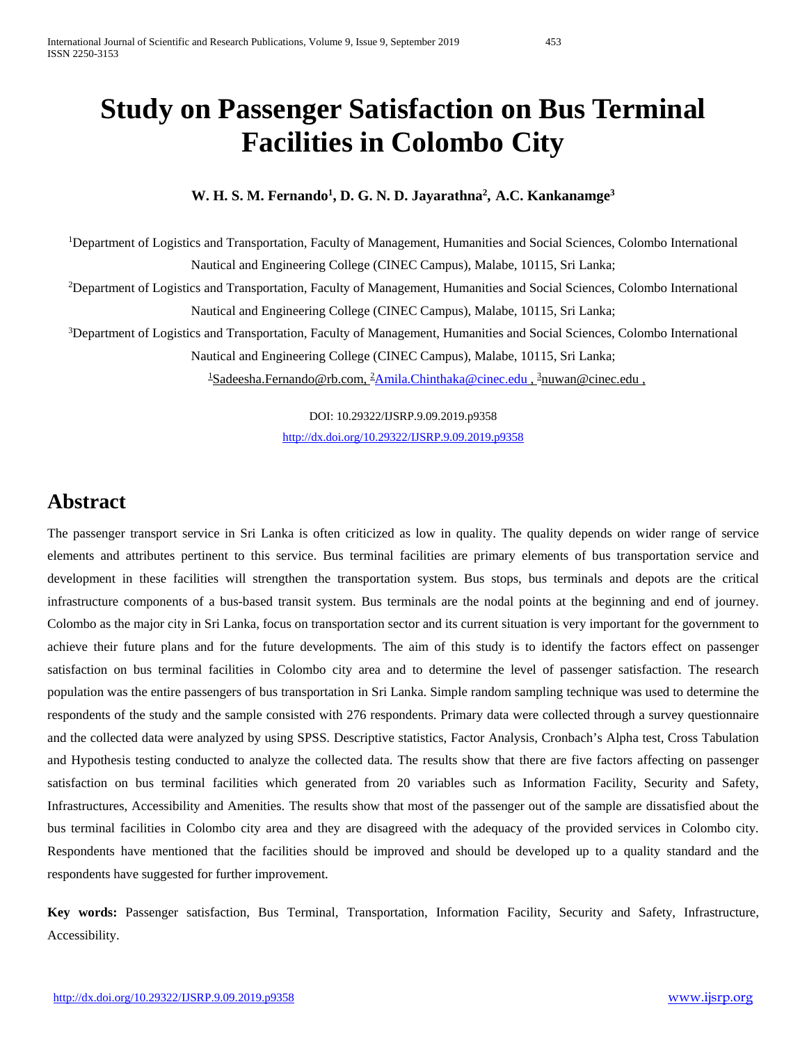# Study on Passenger Satisfaction on Bus Terminal Facilities in Colombo City

**W. H. S. M. Fernando[1], D. G. N. D. Jayarathna[2], A.C. Kankanamge[3]**

[1]Department of Logistics and Transportation, Faculty of Management, Humanities and Social Sciences, Colombo International Nautical and Engineering College (CINEC Campus), Malabe, 10115, Sri Lanka;

[2]Department of Logistics and Transportation, Faculty of Management, Humanities and Social Sciences, Colombo International Nautical and Engineering College (CINEC Campus), Malabe, 10115, Sri Lanka;

[3]Department of Logistics and Transportation, Faculty of Management, Humanities and Social Sciences, Colombo International Nautical and Engineering College (CINEC Campus), Malabe, 10115, Sri Lanka;

[1]Sadeesha.Fernando@rb.com, [2]Amila.Chinthaka@cinec.edu , [3]nuwan@cinec.edu ,

DOI: 10.29322/IJSRP.9.09.2019.p9358
http://dx.doi.org/10.29322/IJSRP.9.09.2019.p9358

## Abstract

The passenger transport service in Sri Lanka is often criticized as low in quality. The quality depends on wider range of service elements and attributes pertinent to this service. Bus terminal facilities are primary elements of bus transportation service and development in these facilities will strengthen the transportation system. Bus stops, bus terminals and depots are the critical infrastructure components of a bus-based transit system. Bus terminals are the nodal points at the beginning and end of journey. Colombo as the major city in Sri Lanka, focus on transportation sector and its current situation is very important for the government to achieve their future plans and for the future developments. The aim of this study is to identify the factors effect on passenger satisfaction on bus terminal facilities in Colombo city area and to determine the level of passenger satisfaction. The research population was the entire passengers of bus transportation in Sri Lanka. Simple random sampling technique was used to determine the respondents of the study and the sample consisted with 276 respondents. Primary data were collected through a survey questionnaire and the collected data were analyzed by using SPSS. Descriptive statistics, Factor Analysis, Cronbach's Alpha test, Cross Tabulation and Hypothesis testing conducted to analyze the collected data. The results show that there are five factors affecting on passenger satisfaction on bus terminal facilities which generated from 20 variables such as Information Facility, Security and Safety, Infrastructures, Accessibility and Amenities. The results show that most of the passenger out of the sample are dissatisfied about the bus terminal facilities in Colombo city area and they are disagreed with the adequacy of the provided services in Colombo city. Respondents have mentioned that the facilities should be improved and should be developed up to a quality standard and the respondents have suggested for further improvement.

**Key words:** Passenger satisfaction, Bus Terminal, Transportation, Information Facility, Security and Safety, Infrastructure, Accessibility.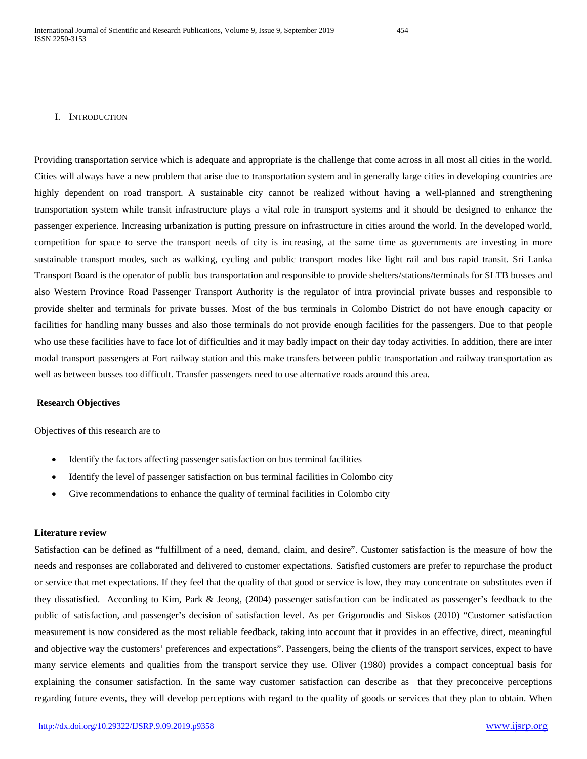## I. Introduction

Providing transportation service which is adequate and appropriate is the challenge that come across in all most all cities in the world. Cities will always have a new problem that arise due to transportation system and in generally large cities in developing countries are highly dependent on road transport. A sustainable city cannot be realized without having a well-planned and strengthening transportation system while transit infrastructure plays a vital role in transport systems and it should be designed to enhance the passenger experience. Increasing urbanization is putting pressure on infrastructure in cities around the world. In the developed world, competition for space to serve the transport needs of city is increasing, at the same time as governments are investing in more sustainable transport modes, such as walking, cycling and public transport modes like light rail and bus rapid transit. Sri Lanka Transport Board is the operator of public bus transportation and responsible to provide shelters/stations/terminals for SLTB busses and also Western Province Road Passenger Transport Authority is the regulator of intra provincial private busses and responsible to provide shelter and terminals for private busses. Most of the bus terminals in Colombo District do not have enough capacity or facilities for handling many busses and also those terminals do not provide enough facilities for the passengers. Due to that people who use these facilities have to face lot of difficulties and it may badly impact on their day today activities. In addition, there are inter modal transport passengers at Fort railway station and this make transfers between public transportation and railway transportation as well as between busses too difficult. Transfer passengers need to use alternative roads around this area.

**Research Objectives**

Objectives of this research are to

- Identify the factors affecting passenger satisfaction on bus terminal facilities
- Identify the level of passenger satisfaction on bus terminal facilities in Colombo city
- Give recommendations to enhance the quality of terminal facilities in Colombo city

**Literature review**

Satisfaction can be defined as "fulfillment of a need, demand, claim, and desire". Customer satisfaction is the measure of how the needs and responses are collaborated and delivered to customer expectations. Satisfied customers are prefer to repurchase the product or service that met expectations. If they feel that the quality of that good or service is low, they may concentrate on substitutes even if they dissatisfied. According to Kim, Park & Jeong, (2004) passenger satisfaction can be indicated as passenger's feedback to the public of satisfaction, and passenger's decision of satisfaction level. As per Grigoroudis and Siskos (2010) "Customer satisfaction measurement is now considered as the most reliable feedback, taking into account that it provides in an effective, direct, meaningful and objective way the customers' preferences and expectations". Passengers, being the clients of the transport services, expect to have many service elements and qualities from the transport service they use. Oliver (1980) provides a compact conceptual basis for explaining the consumer satisfaction. In the same way customer satisfaction can describe as that they preconceive perceptions regarding future events, they will develop perceptions with regard to the quality of goods or services that they plan to obtain. When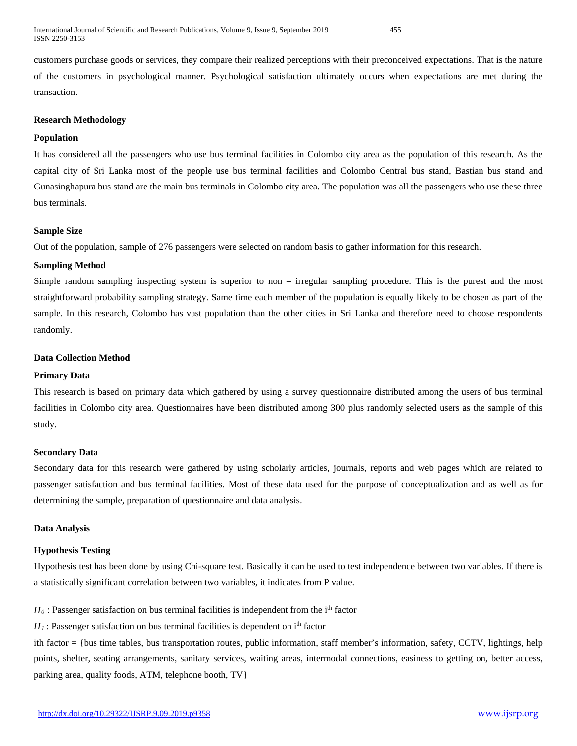customers purchase goods or services, they compare their realized perceptions with their preconceived expectations. That is the nature of the customers in psychological manner. Psychological satisfaction ultimately occurs when expectations are met during the transaction.

## Research Methodology

### Population

It has considered all the passengers who use bus terminal facilities in Colombo city area as the population of this research. As the capital city of Sri Lanka most of the people use bus terminal facilities and Colombo Central bus stand, Bastian bus stand and Gunasinghapura bus stand are the main bus terminals in Colombo city area. The population was all the passengers who use these three bus terminals.

### Sample Size

Out of the population, sample of 276 passengers were selected on random basis to gather information for this research.

### Sampling Method

Simple random sampling inspecting system is superior to non – irregular sampling procedure. This is the purest and the most straightforward probability sampling strategy. Same time each member of the population is equally likely to be chosen as part of the sample. In this research, Colombo has vast population than the other cities in Sri Lanka and therefore need to choose respondents randomly.

## Data Collection Method

### Primary Data

This research is based on primary data which gathered by using a survey questionnaire distributed among the users of bus terminal facilities in Colombo city area. Questionnaires have been distributed among 300 plus randomly selected users as the sample of this study.

### Secondary Data

Secondary data for this research were gathered by using scholarly articles, journals, reports and web pages which are related to passenger satisfaction and bus terminal facilities. Most of these data used for the purpose of conceptualization and as well as for determining the sample, preparation of questionnaire and data analysis.

## Data Analysis

### Hypothesis Testing

Hypothesis test has been done by using Chi-square test. Basically it can be used to test independence between two variables. If there is a statistically significant correlation between two variables, it indicates from P value.

$H_0$ : Passenger satisfaction on bus terminal facilities is independent from the $i^{th}$ factor

$H_1$ : Passenger satisfaction on bus terminal facilities is dependent on $i^{th}$ factor

ith factor = {bus time tables, bus transportation routes, public information, staff member's information, safety, CCTV, lightings, help points, shelter, seating arrangements, sanitary services, waiting areas, intermodal connections, easiness to getting on, better access, parking area, quality foods, ATM, telephone booth, TV}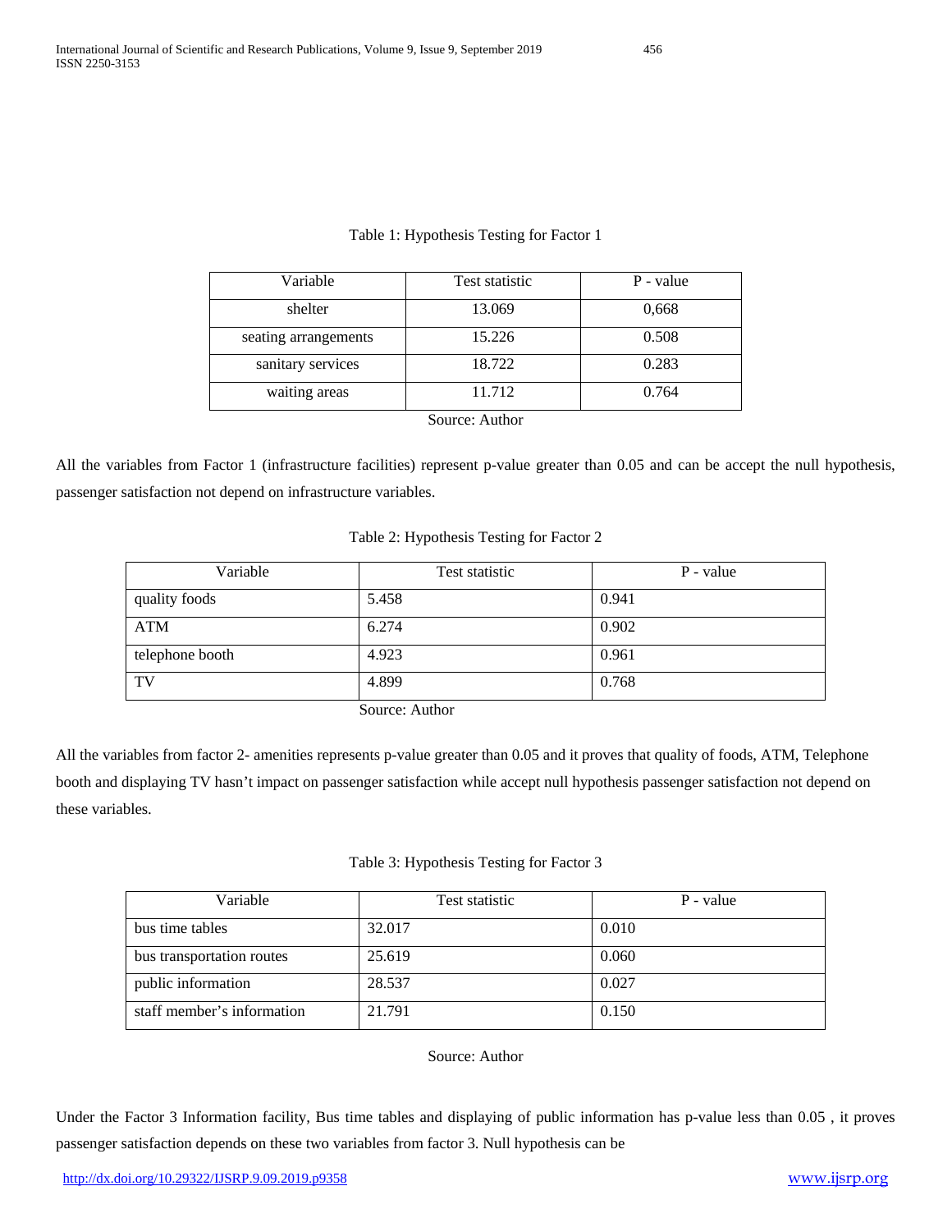Table 1: Hypothesis Testing for Factor 1

| Variable | Test statistic | P - value |
|---|---|---|
| shelter | 13.069 | 0,668 |
| seating arrangements | 15.226 | 0.508 |
| sanitary services | 18.722 | 0.283 |
| waiting areas | 11.712 | 0.764 |

Source: Author

All the variables from Factor 1 (infrastructure facilities) represent p-value greater than 0.05 and can be accept the null hypothesis, passenger satisfaction not depend on infrastructure variables.

Table 2: Hypothesis Testing for Factor 2

| Variable | Test statistic | P - value |
|---|---|---|
| quality foods | 5.458 | 0.941 |
| ATM | 6.274 | 0.902 |
| telephone booth | 4.923 | 0.961 |
| TV | 4.899 | 0.768 |

Source: Author

All the variables from factor 2- amenities represents p-value greater than 0.05 and it proves that quality of foods, ATM, Telephone booth and displaying TV hasn't impact on passenger satisfaction while accept null hypothesis passenger satisfaction not depend on these variables.

Table 3: Hypothesis Testing for Factor 3

| Variable | Test statistic | P - value |
|---|---|---|
| bus time tables | 32.017 | 0.010 |
| bus transportation routes | 25.619 | 0.060 |
| public information | 28.537 | 0.027 |
| staff member's information | 21.791 | 0.150 |

Source: Author

Under the Factor 3 Information facility, Bus time tables and displaying of public information has p-value less than 0.05 , it proves passenger satisfaction depends on these two variables from factor 3. Null hypothesis can be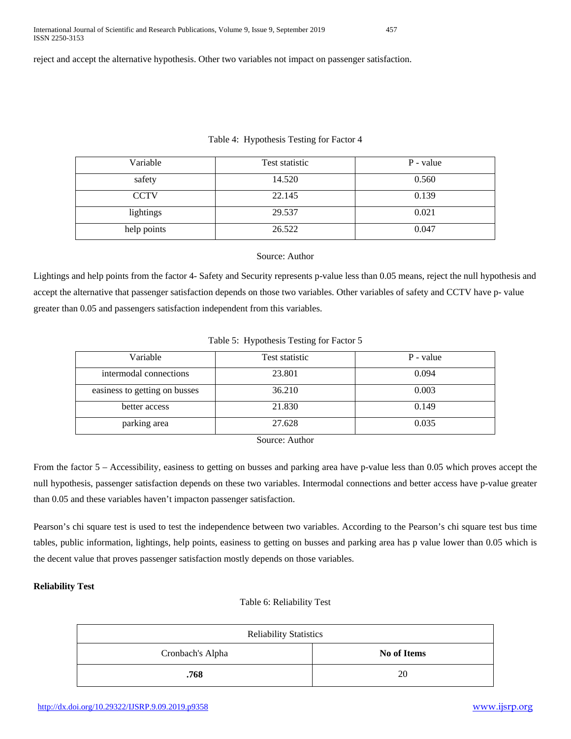reject and accept the alternative hypothesis. Other two variables not impact on passenger satisfaction.

Table 4: Hypothesis Testing for Factor 4

| Variable | Test statistic | P - value |
|---|---|---|
| safety | 14.520 | 0.560 |
| CCTV | 22.145 | 0.139 |
| lightings | 29.537 | 0.021 |
| help points | 26.522 | 0.047 |

Source: Author

Lightings and help points from the factor 4- Safety and Security represents p-value less than 0.05 means, reject the null hypothesis and accept the alternative that passenger satisfaction depends on those two variables. Other variables of safety and CCTV have p- value greater than 0.05 and passengers satisfaction independent from this variables.

Table 5: Hypothesis Testing for Factor 5

| Variable | Test statistic | P - value |
|---|---|---|
| intermodal connections | 23.801 | 0.094 |
| easiness to getting on busses | 36.210 | 0.003 |
| better access | 21.830 | 0.149 |
| parking area | 27.628 | 0.035 |

Source: Author

From the factor 5 – Accessibility, easiness to getting on busses and parking area have p-value less than 0.05 which proves accept the null hypothesis, passenger satisfaction depends on these two variables. Intermodal connections and better access have p-value greater than 0.05 and these variables haven't impacton passenger satisfaction.

Pearson's chi square test is used to test the independence between two variables. According to the Pearson's chi square test bus time tables, public information, lightings, help points, easiness to getting on busses and parking area has p value lower than 0.05 which is the decent value that proves passenger satisfaction mostly depends on those variables.

**Reliability Test**

Table 6: Reliability Test

| Reliability Statistics | |
|---|---|
| Cronbach's Alpha | **No of Items** |
| **.768** | 20 |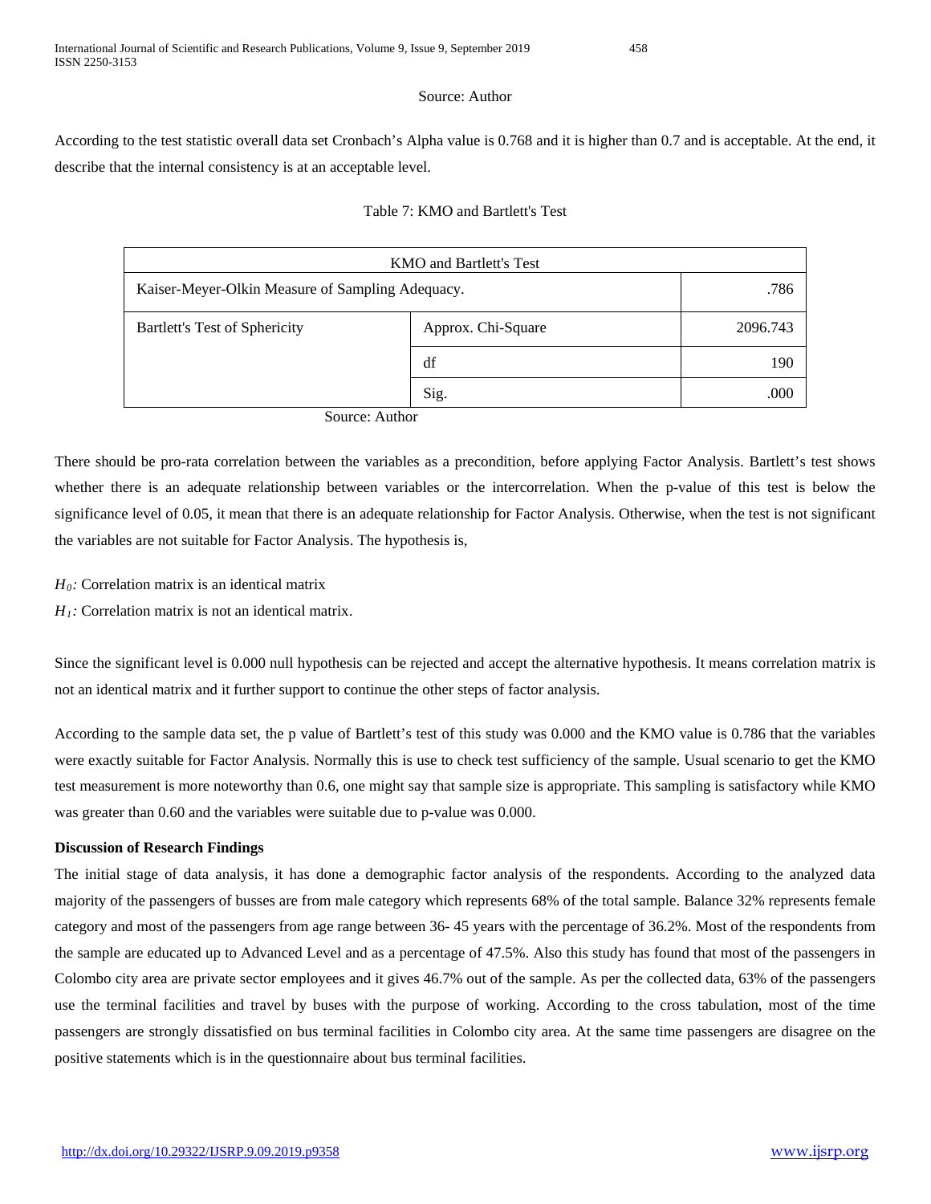Source: Author

According to the test statistic overall data set Cronbach's Alpha value is 0.768 and it is higher than 0.7 and is acceptable. At the end, it describe that the internal consistency is at an acceptable level.

Table 7: KMO and Bartlett's Test

| KMO and Bartlett's Test | | |
|---|---|---|
| Kaiser-Meyer-Olkin Measure of Sampling Adequacy. | | .786 |
| Bartlett's Test of Sphericity | Approx. Chi-Square | 2096.743 |
| | df | 190 |
| | Sig. | .000 |

Source: Author

There should be pro-rata correlation between the variables as a precondition, before applying Factor Analysis. Bartlett's test shows whether there is an adequate relationship between variables or the intercorrelation. When the p-value of this test is below the significance level of 0.05, it mean that there is an adequate relationship for Factor Analysis. Otherwise, when the test is not significant the variables are not suitable for Factor Analysis. The hypothesis is,

$H_0$: Correlation matrix is an identical matrix

$H_1$: Correlation matrix is not an identical matrix.

Since the significant level is 0.000 null hypothesis can be rejected and accept the alternative hypothesis. It means correlation matrix is not an identical matrix and it further support to continue the other steps of factor analysis.

According to the sample data set, the p value of Bartlett's test of this study was 0.000 and the KMO value is 0.786 that the variables were exactly suitable for Factor Analysis. Normally this is use to check test sufficiency of the sample. Usual scenario to get the KMO test measurement is more noteworthy than 0.6, one might say that sample size is appropriate. This sampling is satisfactory while KMO was greater than 0.60 and the variables were suitable due to p-value was 0.000.

**Discussion of Research Findings**

The initial stage of data analysis, it has done a demographic factor analysis of the respondents. According to the analyzed data majority of the passengers of busses are from male category which represents 68% of the total sample. Balance 32% represents female category and most of the passengers from age range between 36- 45 years with the percentage of 36.2%. Most of the respondents from the sample are educated up to Advanced Level and as a percentage of 47.5%. Also this study has found that most of the passengers in Colombo city area are private sector employees and it gives 46.7% out of the sample. As per the collected data, 63% of the passengers use the terminal facilities and travel by buses with the purpose of working. According to the cross tabulation, most of the time passengers are strongly dissatisfied on bus terminal facilities in Colombo city area. At the same time passengers are disagree on the positive statements which is in the questionnaire about bus terminal facilities.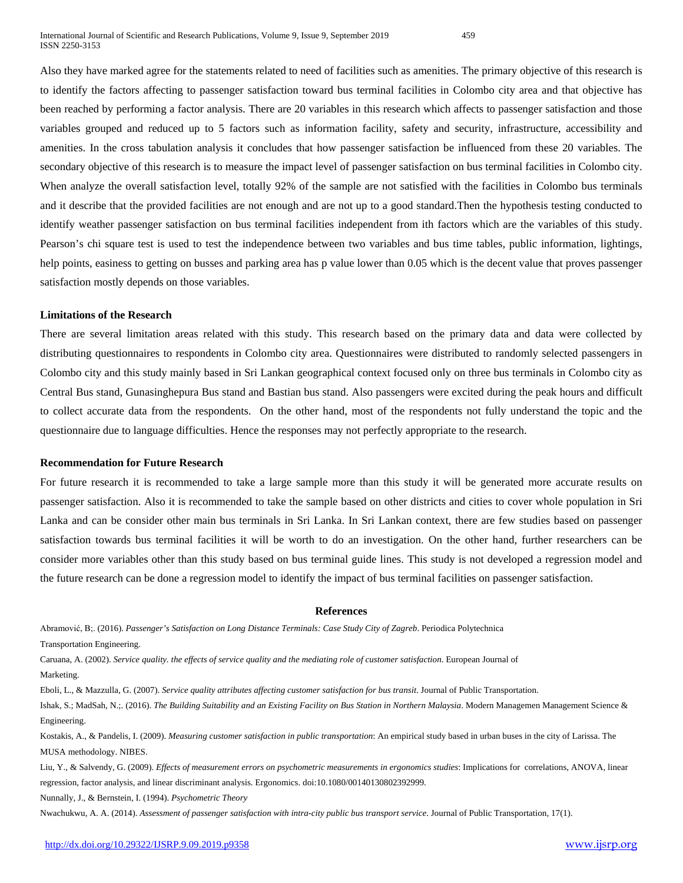Also they have marked agree for the statements related to need of facilities such as amenities. The primary objective of this research is to identify the factors affecting to passenger satisfaction toward bus terminal facilities in Colombo city area and that objective has been reached by performing a factor analysis. There are 20 variables in this research which affects to passenger satisfaction and those variables grouped and reduced up to 5 factors such as information facility, safety and security, infrastructure, accessibility and amenities. In the cross tabulation analysis it concludes that how passenger satisfaction be influenced from these 20 variables. The secondary objective of this research is to measure the impact level of passenger satisfaction on bus terminal facilities in Colombo city. When analyze the overall satisfaction level, totally 92% of the sample are not satisfied with the facilities in Colombo bus terminals and it describe that the provided facilities are not enough and are not up to a good standard.Then the hypothesis testing conducted to identify weather passenger satisfaction on bus terminal facilities independent from ith factors which are the variables of this study. Pearson's chi square test is used to test the independence between two variables and bus time tables, public information, lightings, help points, easiness to getting on busses and parking area has p value lower than 0.05 which is the decent value that proves passenger satisfaction mostly depends on those variables.

### Limitations of the Research

There are several limitation areas related with this study. This research based on the primary data and data were collected by distributing questionnaires to respondents in Colombo city area. Questionnaires were distributed to randomly selected passengers in Colombo city and this study mainly based in Sri Lankan geographical context focused only on three bus terminals in Colombo city as Central Bus stand, Gunasinghepura Bus stand and Bastian bus stand. Also passengers were excited during the peak hours and difficult to collect accurate data from the respondents. On the other hand, most of the respondents not fully understand the topic and the questionnaire due to language difficulties. Hence the responses may not perfectly appropriate to the research.

### Recommendation for Future Research

For future research it is recommended to take a large sample more than this study it will be generated more accurate results on passenger satisfaction. Also it is recommended to take the sample based on other districts and cities to cover whole population in Sri Lanka and can be consider other main bus terminals in Sri Lanka. In Sri Lankan context, there are few studies based on passenger satisfaction towards bus terminal facilities it will be worth to do an investigation. On the other hand, further researchers can be consider more variables other than this study based on bus terminal guide lines. This study is not developed a regression model and the future research can be done a regression model to identify the impact of bus terminal facilities on passenger satisfaction.

## References

Abramović, B;. (2016). *Passenger's Satisfaction on Long Distance Terminals: Case Study City of Zagreb*. Periodica Polytechnica Transportation Engineering.

Caruana, A. (2002). *Service quality. the effects of service quality and the mediating role of customer satisfaction*. European Journal of Marketing.

Eboli, L., & Mazzulla, G. (2007). *Service quality attributes affecting customer satisfaction for bus transit*. Journal of Public Transportation.

Ishak, S.; MadSah, N.;. (2016). *The Building Suitability and an Existing Facility on Bus Station in Northern Malaysia*. Modern Managemen Management Science & Engineering.

Kostakis, A., & Pandelis, I. (2009). *Measuring customer satisfaction in public transportation*: An empirical study based in urban buses in the city of Larissa. The MUSA methodology. NIBES.

Liu, Y., & Salvendy, G. (2009). *Effects of measurement errors on psychometric measurements in ergonomics studies*: Implications for correlations, ANOVA, linear regression, factor analysis, and linear discriminant analysis. Ergonomics. doi:10.1080/00140130802392999.

Nunnally, J., & Bernstein, I. (1994). *Psychometric Theory*

Nwachukwu, A. A. (2014). *Assessment of passenger satisfaction with intra-city public bus transport service*. Journal of Public Transportation, 17(1).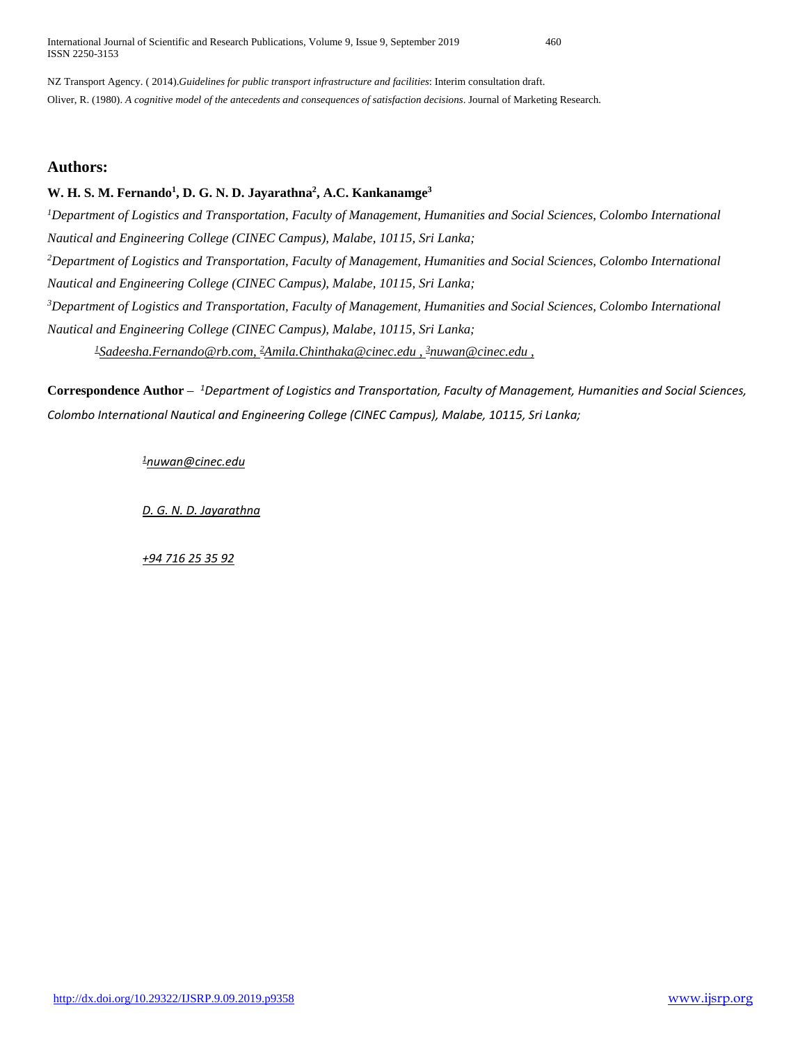NZ Transport Agency. ( 2014).*Guidelines for public transport infrastructure and facilities*: Interim consultation draft.

Oliver, R. (1980). *A cognitive model of the antecedents and consequences of satisfaction decisions*. Journal of Marketing Research.

## Authors:

**W. H. S. M. Fernando[1], D. G. N. D. Jayarathna[2], A.C. Kankanamge[3]**

[1]*Department of Logistics and Transportation, Faculty of Management, Humanities and Social Sciences, Colombo International Nautical and Engineering College (CINEC Campus), Malabe, 10115, Sri Lanka;*

[2]*Department of Logistics and Transportation, Faculty of Management, Humanities and Social Sciences, Colombo International Nautical and Engineering College (CINEC Campus), Malabe, 10115, Sri Lanka;*

[3]*Department of Logistics and Transportation, Faculty of Management, Humanities and Social Sciences, Colombo International Nautical and Engineering College (CINEC Campus), Malabe, 10115, Sri Lanka;*

[1]*Sadeesha.Fernando@rb.com,* [2]*Amila.Chinthaka@cinec.edu ,* [3]*nuwan@cinec.edu ,*

**Correspondence Author** – [1]*Department of Logistics and Transportation, Faculty of Management, Humanities and Social Sciences, Colombo International Nautical and Engineering College (CINEC Campus), Malabe, 10115, Sri Lanka;*

[1]*nuwan@cinec.edu*

*D. G. N. D. Jayarathna*

*+94 716 25 35 92*